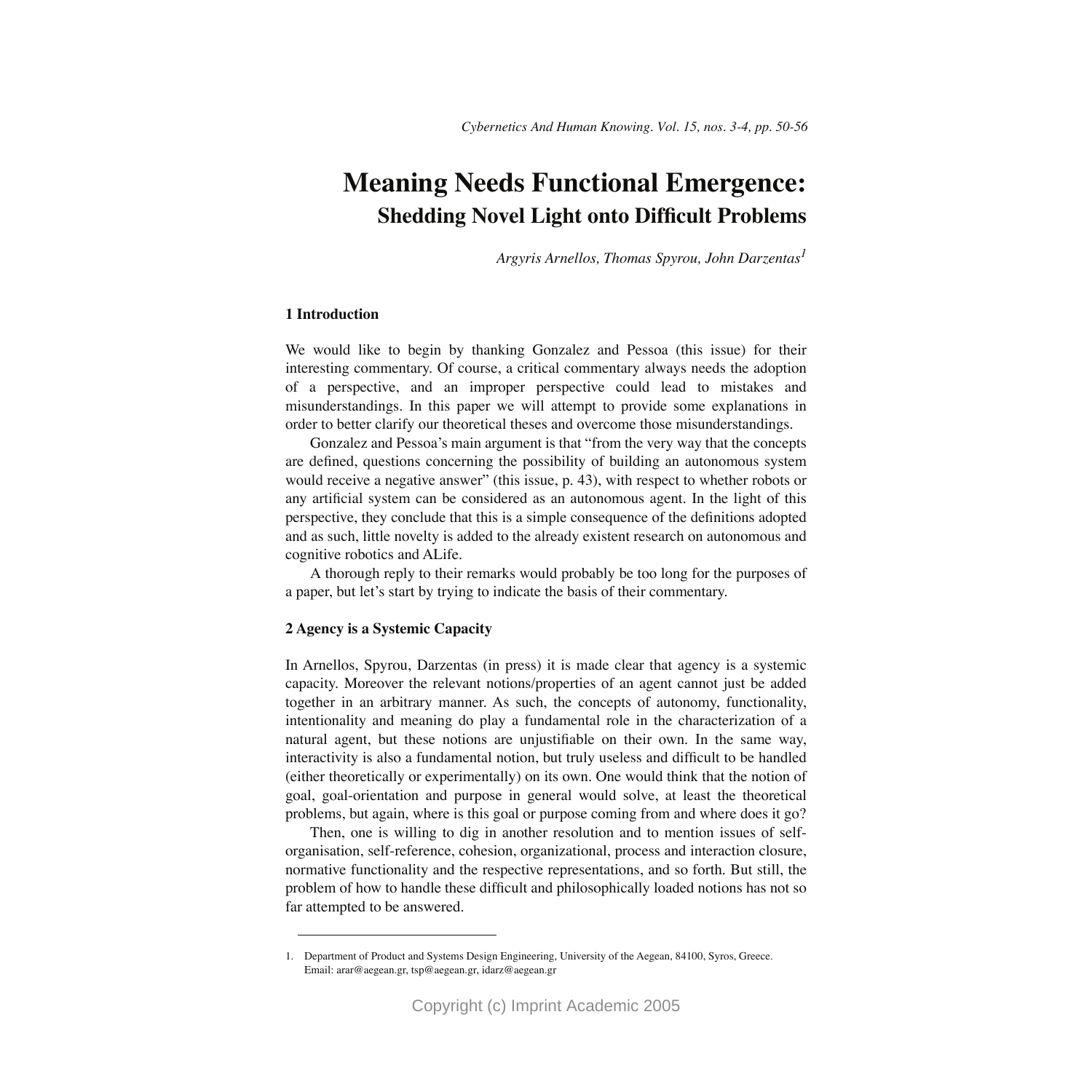# Meaning Needs Functional Emergence:

## Shedding Novel Light onto Difficult Problems

*Argyris Arnellos, Thomas Spyrou, John Darzentas*[1]

### 1 Introduction

We would like to begin by thanking Gonzalez and Pessoa (this issue) for their interesting commentary. Of course, a critical commentary always needs the adoption of a perspective, and an improper perspective could lead to mistakes and misunderstandings. In this paper we will attempt to provide some explanations in order to better clarify our theoretical theses and overcome those misunderstandings.

Gonzalez and Pessoa's main argument is that "from the very way that the concepts are defined, questions concerning the possibility of building an autonomous system would receive a negative answer" (this issue, p. 43), with respect to whether robots or any artificial system can be considered as an autonomous agent. In the light of this perspective, they conclude that this is a simple consequence of the definitions adopted and as such, little novelty is added to the already existent research on autonomous and cognitive robotics and ALife.

A thorough reply to their remarks would probably be too long for the purposes of a paper, but let's start by trying to indicate the basis of their commentary.

### 2 Agency is a Systemic Capacity

In Arnellos, Spyrou, Darzentas (in press) it is made clear that agency is a systemic capacity. Moreover the relevant notions/properties of an agent cannot just be added together in an arbitrary manner. As such, the concepts of autonomy, functionality, intentionality and meaning do play a fundamental role in the characterization of a natural agent, but these notions are unjustifiable on their own. In the same way, interactivity is also a fundamental notion, but truly useless and difficult to be handled (either theoretically or experimentally) on its own. One would think that the notion of goal, goal-orientation and purpose in general would solve, at least the theoretical problems, but again, where is this goal or purpose coming from and where does it go?

Then, one is willing to dig in another resolution and to mention issues of self-organisation, self-reference, cohesion, organizational, process and interaction closure, normative functionality and the respective representations, and so forth. But still, the problem of how to handle these difficult and philosophically loaded notions has not so far attempted to be answered.

---

1. Department of Product and Systems Design Engineering, University of the Aegean, 84100, Syros, Greece. Email: arar@aegean.gr, tsp@aegean.gr, idarz@aegean.gr

Copyright (c) Imprint Academic 2005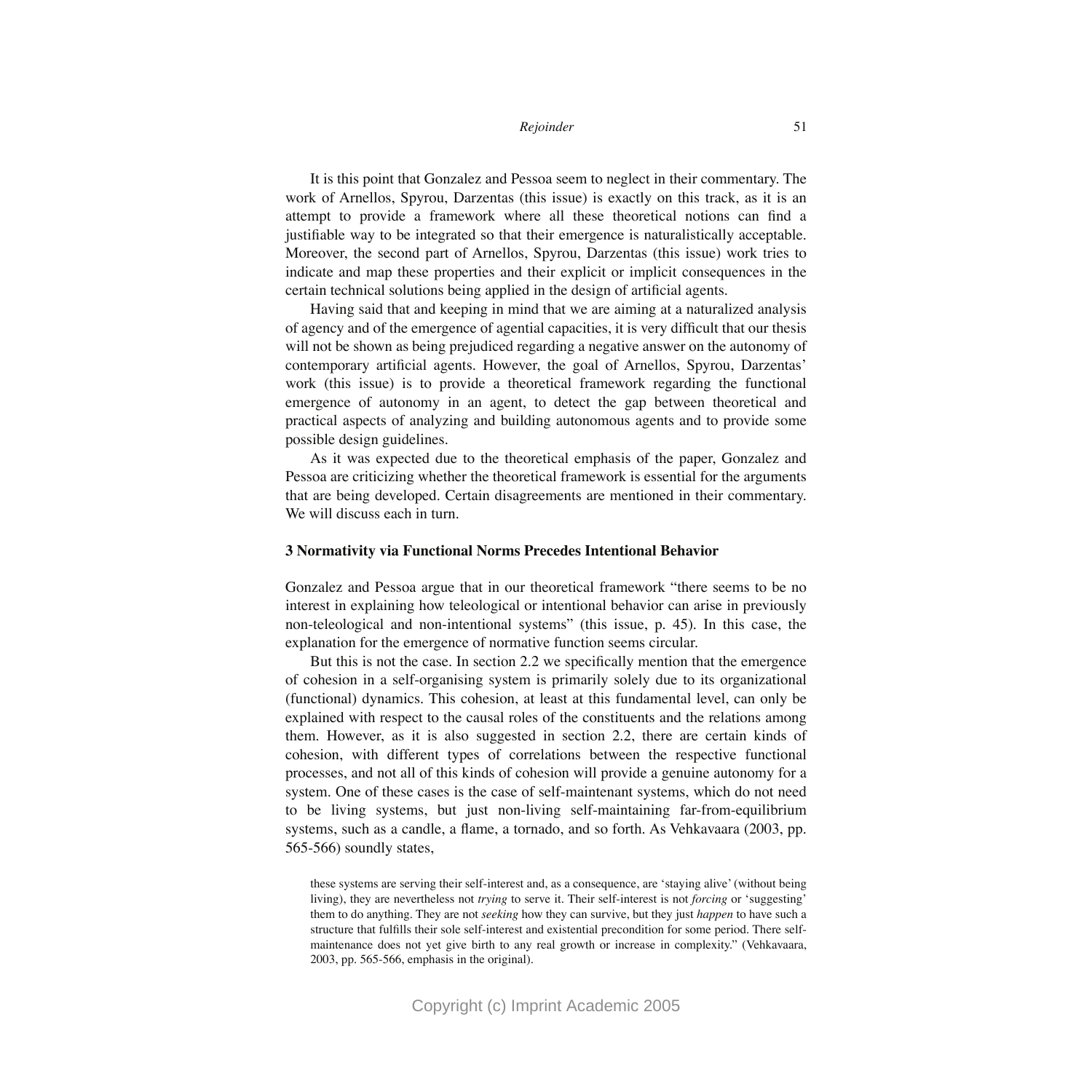It is this point that Gonzalez and Pessoa seem to neglect in their commentary. The work of Arnellos, Spyrou, Darzentas (this issue) is exactly on this track, as it is an attempt to provide a framework where all these theoretical notions can find a justifiable way to be integrated so that their emergence is naturalistically acceptable. Moreover, the second part of Arnellos, Spyrou, Darzentas (this issue) work tries to indicate and map these properties and their explicit or implicit consequences in the certain technical solutions being applied in the design of artificial agents.

Having said that and keeping in mind that we are aiming at a naturalized analysis of agency and of the emergence of agential capacities, it is very difficult that our thesis will not be shown as being prejudiced regarding a negative answer on the autonomy of contemporary artificial agents. However, the goal of Arnellos, Spyrou, Darzentas' work (this issue) is to provide a theoretical framework regarding the functional emergence of autonomy in an agent, to detect the gap between theoretical and practical aspects of analyzing and building autonomous agents and to provide some possible design guidelines.

As it was expected due to the theoretical emphasis of the paper, Gonzalez and Pessoa are criticizing whether the theoretical framework is essential for the arguments that are being developed. Certain disagreements are mentioned in their commentary. We will discuss each in turn.

## 3 Normativity via Functional Norms Precedes Intentional Behavior

Gonzalez and Pessoa argue that in our theoretical framework "there seems to be no interest in explaining how teleological or intentional behavior can arise in previously non-teleological and non-intentional systems" (this issue, p. 45). In this case, the explanation for the emergence of normative function seems circular.

But this is not the case. In section 2.2 we specifically mention that the emergence of cohesion in a self-organising system is primarily solely due to its organizational (functional) dynamics. This cohesion, at least at this fundamental level, can only be explained with respect to the causal roles of the constituents and the relations among them. However, as it is also suggested in section 2.2, there are certain kinds of cohesion, with different types of correlations between the respective functional processes, and not all of this kinds of cohesion will provide a genuine autonomy for a system. One of these cases is the case of self-maintenant systems, which do not need to be living systems, but just non-living self-maintaining far-from-equilibrium systems, such as a candle, a flame, a tornado, and so forth. As Vehkavaara (2003, pp. 565-566) soundly states,

> these systems are serving their self-interest and, as a consequence, are 'staying alive' (without being living), they are nevertheless not *trying* to serve it. Their self-interest is not *forcing* or 'suggesting' them to do anything. They are not *seeking* how they can survive, but they just *happen* to have such a structure that fulfills their sole self-interest and existential precondition for some period. There self-maintenance does not yet give birth to any real growth or increase in complexity." (Vehkavaara, 2003, pp. 565-566, emphasis in the original).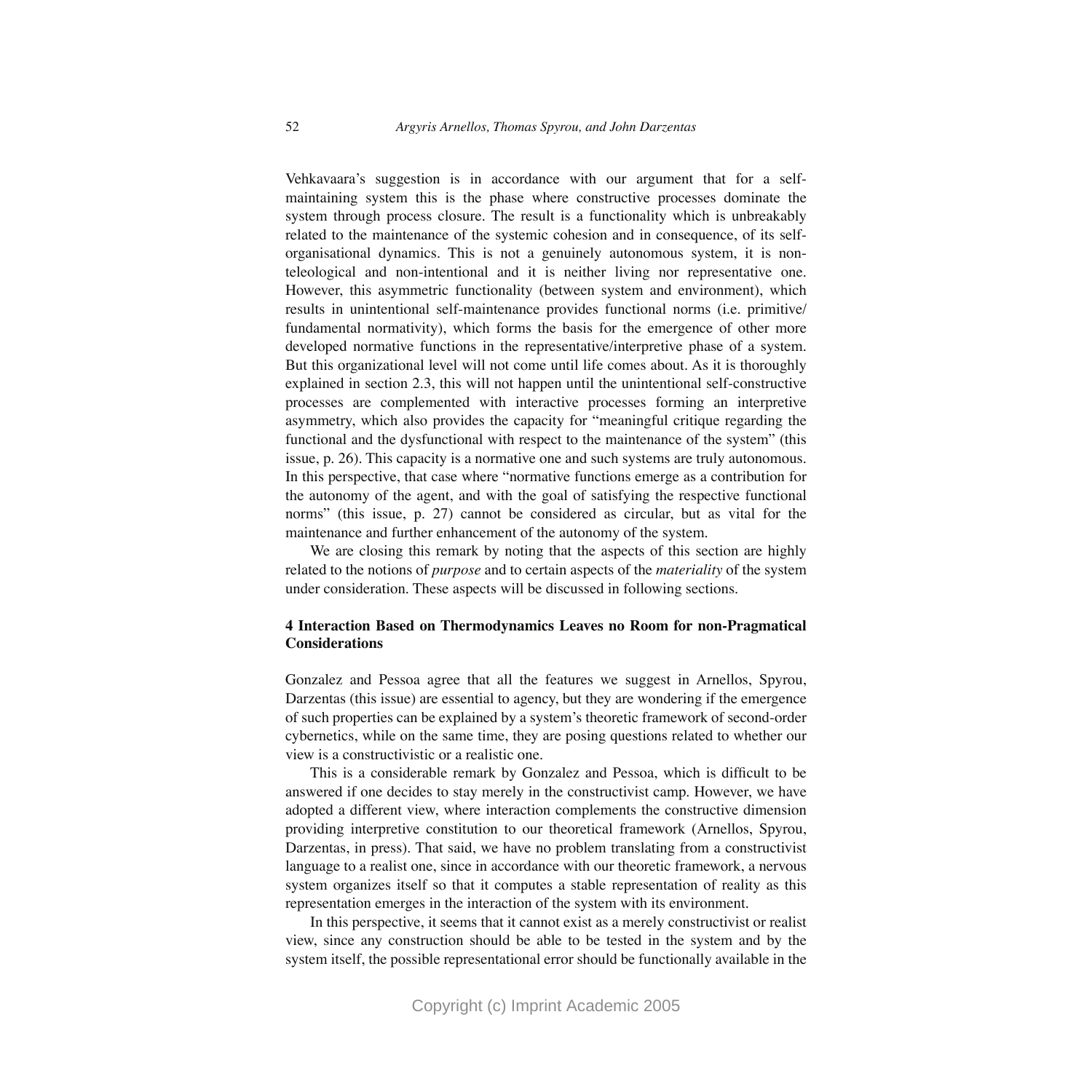Vehkavaara's suggestion is in accordance with our argument that for a self-maintaining system this is the phase where constructive processes dominate the system through process closure. The result is a functionality which is unbreakably related to the maintenance of the systemic cohesion and in consequence, of its self-organisational dynamics. This is not a genuinely autonomous system, it is non-teleological and non-intentional and it is neither living nor representative one. However, this asymmetric functionality (between system and environment), which results in unintentional self-maintenance provides functional norms (i.e. primitive/fundamental normativity), which forms the basis for the emergence of other more developed normative functions in the representative/interpretive phase of a system. But this organizational level will not come until life comes about. As it is thoroughly explained in section 2.3, this will not happen until the unintentional self-constructive processes are complemented with interactive processes forming an interpretive asymmetry, which also provides the capacity for "meaningful critique regarding the functional and the dysfunctional with respect to the maintenance of the system" (this issue, p. 26). This capacity is a normative one and such systems are truly autonomous. In this perspective, that case where "normative functions emerge as a contribution for the autonomy of the agent, and with the goal of satisfying the respective functional norms" (this issue, p. 27) cannot be considered as circular, but as vital for the maintenance and further enhancement of the autonomy of the system.

We are closing this remark by noting that the aspects of this section are highly related to the notions of *purpose* and to certain aspects of the *materiality* of the system under consideration. These aspects will be discussed in following sections.

## 4 Interaction Based on Thermodynamics Leaves no Room for non-Pragmatical Considerations

Gonzalez and Pessoa agree that all the features we suggest in Arnellos, Spyrou, Darzentas (this issue) are essential to agency, but they are wondering if the emergence of such properties can be explained by a system's theoretic framework of second-order cybernetics, while on the same time, they are posing questions related to whether our view is a constructivistic or a realistic one.

This is a considerable remark by Gonzalez and Pessoa, which is difficult to be answered if one decides to stay merely in the constructivist camp. However, we have adopted a different view, where interaction complements the constructive dimension providing interpretive constitution to our theoretical framework (Arnellos, Spyrou, Darzentas, in press). That said, we have no problem translating from a constructivist language to a realist one, since in accordance with our theoretic framework, a nervous system organizes itself so that it computes a stable representation of reality as this representation emerges in the interaction of the system with its environment.

In this perspective, it seems that it cannot exist as a merely constructivist or realist view, since any construction should be able to be tested in the system and by the system itself, the possible representational error should be functionally available in the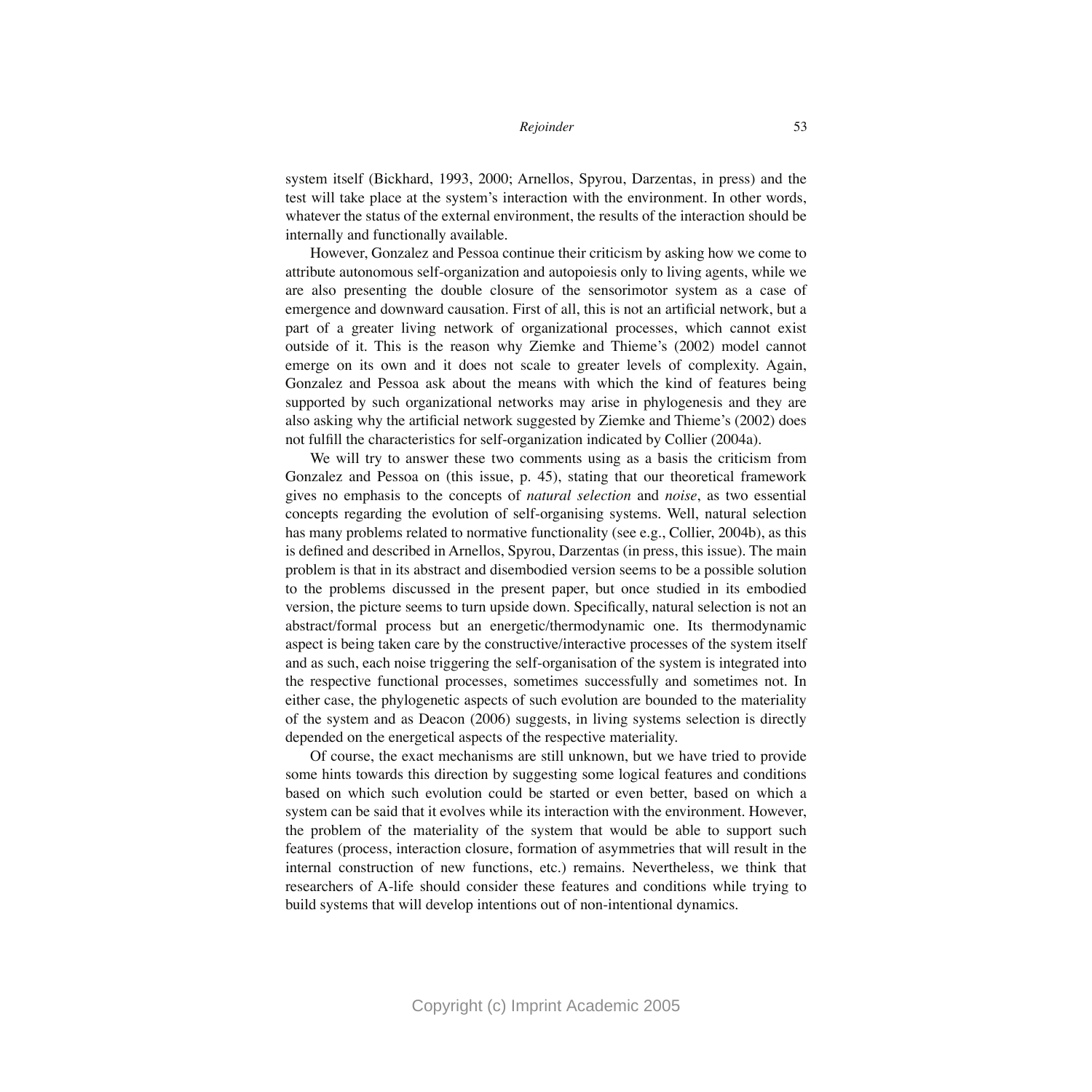system itself (Bickhard, 1993, 2000; Arnellos, Spyrou, Darzentas, in press) and the test will take place at the system's interaction with the environment. In other words, whatever the status of the external environment, the results of the interaction should be internally and functionally available.

However, Gonzalez and Pessoa continue their criticism by asking how we come to attribute autonomous self-organization and autopoiesis only to living agents, while we are also presenting the double closure of the sensorimotor system as a case of emergence and downward causation. First of all, this is not an artificial network, but a part of a greater living network of organizational processes, which cannot exist outside of it. This is the reason why Ziemke and Thieme's (2002) model cannot emerge on its own and it does not scale to greater levels of complexity. Again, Gonzalez and Pessoa ask about the means with which the kind of features being supported by such organizational networks may arise in phylogenesis and they are also asking why the artificial network suggested by Ziemke and Thieme's (2002) does not fulfill the characteristics for self-organization indicated by Collier (2004a).

We will try to answer these two comments using as a basis the criticism from Gonzalez and Pessoa on (this issue, p. 45), stating that our theoretical framework gives no emphasis to the concepts of *natural selection* and *noise*, as two essential concepts regarding the evolution of self-organising systems. Well, natural selection has many problems related to normative functionality (see e.g., Collier, 2004b), as this is defined and described in Arnellos, Spyrou, Darzentas (in press, this issue). The main problem is that in its abstract and disembodied version seems to be a possible solution to the problems discussed in the present paper, but once studied in its embodied version, the picture seems to turn upside down. Specifically, natural selection is not an abstract/formal process but an energetic/thermodynamic one. Its thermodynamic aspect is being taken care by the constructive/interactive processes of the system itself and as such, each noise triggering the self-organisation of the system is integrated into the respective functional processes, sometimes successfully and sometimes not. In either case, the phylogenetic aspects of such evolution are bounded to the materiality of the system and as Deacon (2006) suggests, in living systems selection is directly depended on the energetical aspects of the respective materiality.

Of course, the exact mechanisms are still unknown, but we have tried to provide some hints towards this direction by suggesting some logical features and conditions based on which such evolution could be started or even better, based on which a system can be said that it evolves while its interaction with the environment. However, the problem of the materiality of the system that would be able to support such features (process, interaction closure, formation of asymmetries that will result in the internal construction of new functions, etc.) remains. Nevertheless, we think that researchers of A-life should consider these features and conditions while trying to build systems that will develop intentions out of non-intentional dynamics.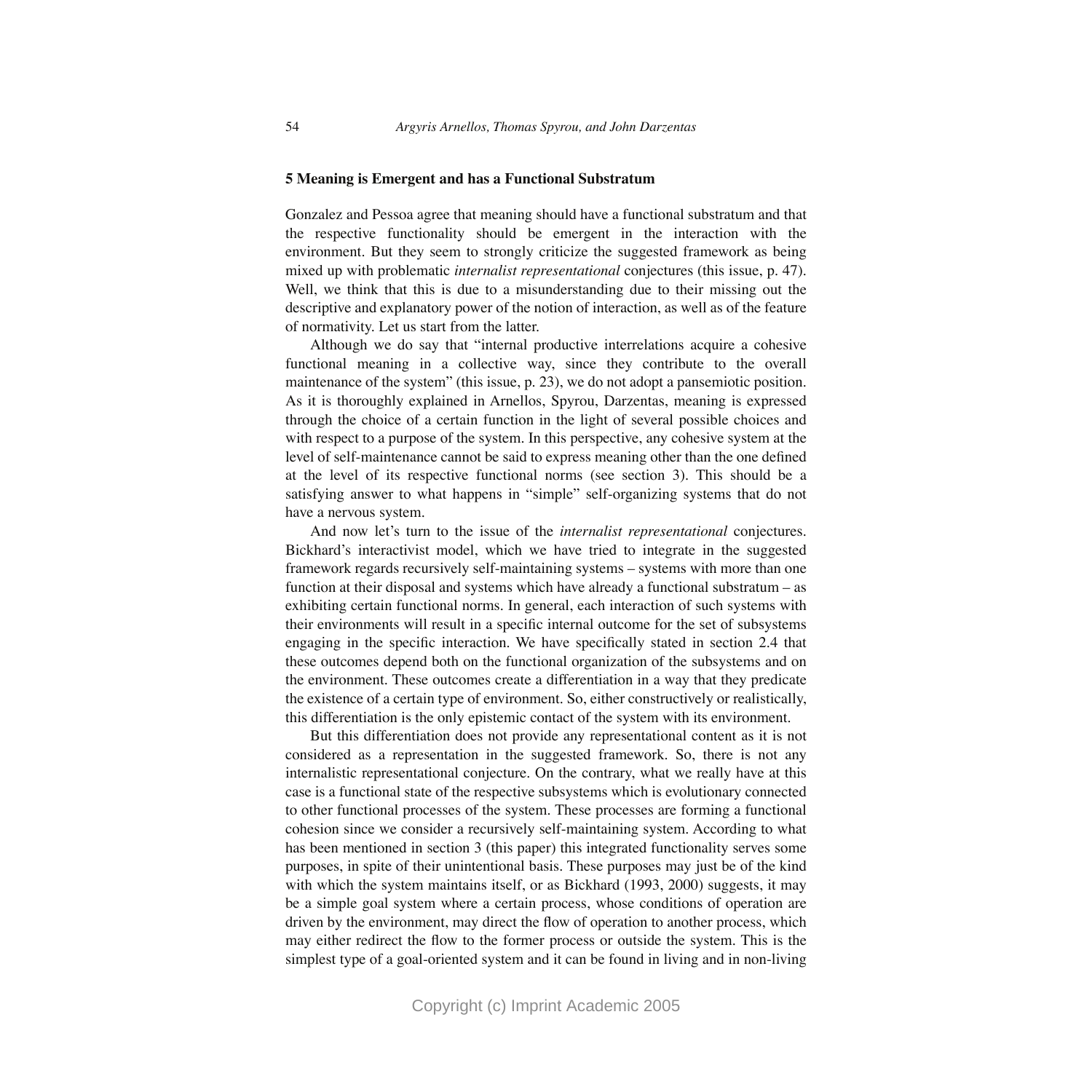### 5 Meaning is Emergent and has a Functional Substratum

Gonzalez and Pessoa agree that meaning should have a functional substratum and that the respective functionality should be emergent in the interaction with the environment. But they seem to strongly criticize the suggested framework as being mixed up with problematic *internalist representational* conjectures (this issue, p. 47). Well, we think that this is due to a misunderstanding due to their missing out the descriptive and explanatory power of the notion of interaction, as well as of the feature of normativity. Let us start from the latter.

Although we do say that "internal productive interrelations acquire a cohesive functional meaning in a collective way, since they contribute to the overall maintenance of the system" (this issue, p. 23), we do not adopt a pansemiotic position. As it is thoroughly explained in Arnellos, Spyrou, Darzentas, meaning is expressed through the choice of a certain function in the light of several possible choices and with respect to a purpose of the system. In this perspective, any cohesive system at the level of self-maintenance cannot be said to express meaning other than the one defined at the level of its respective functional norms (see section 3). This should be a satisfying answer to what happens in "simple" self-organizing systems that do not have a nervous system.

And now let's turn to the issue of the *internalist representational* conjectures. Bickhard's interactivist model, which we have tried to integrate in the suggested framework regards recursively self-maintaining systems – systems with more than one function at their disposal and systems which have already a functional substratum – as exhibiting certain functional norms. In general, each interaction of such systems with their environments will result in a specific internal outcome for the set of subsystems engaging in the specific interaction. We have specifically stated in section 2.4 that these outcomes depend both on the functional organization of the subsystems and on the environment. These outcomes create a differentiation in a way that they predicate the existence of a certain type of environment. So, either constructively or realistically, this differentiation is the only epistemic contact of the system with its environment.

But this differentiation does not provide any representational content as it is not considered as a representation in the suggested framework. So, there is not any internalistic representational conjecture. On the contrary, what we really have at this case is a functional state of the respective subsystems which is evolutionary connected to other functional processes of the system. These processes are forming a functional cohesion since we consider a recursively self-maintaining system. According to what has been mentioned in section 3 (this paper) this integrated functionality serves some purposes, in spite of their unintentional basis. These purposes may just be of the kind with which the system maintains itself, or as Bickhard (1993, 2000) suggests, it may be a simple goal system where a certain process, whose conditions of operation are driven by the environment, may direct the flow of operation to another process, which may either redirect the flow to the former process or outside the system. This is the simplest type of a goal-oriented system and it can be found in living and in non-living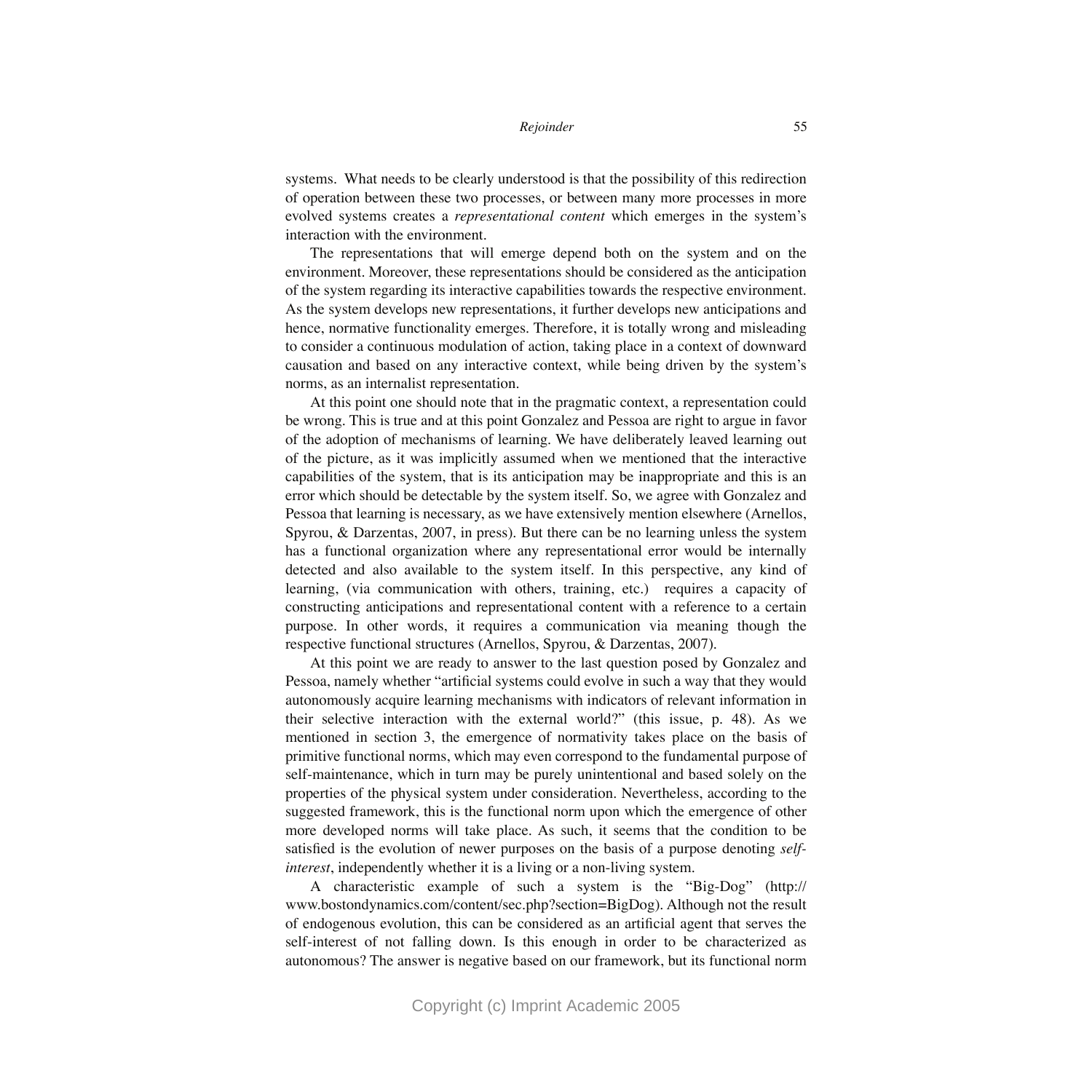systems. What needs to be clearly understood is that the possibility of this redirection of operation between these two processes, or between many more processes in more evolved systems creates a *representational content* which emerges in the system's interaction with the environment.

The representations that will emerge depend both on the system and on the environment. Moreover, these representations should be considered as the anticipation of the system regarding its interactive capabilities towards the respective environment. As the system develops new representations, it further develops new anticipations and hence, normative functionality emerges. Therefore, it is totally wrong and misleading to consider a continuous modulation of action, taking place in a context of downward causation and based on any interactive context, while being driven by the system's norms, as an internalist representation.

At this point one should note that in the pragmatic context, a representation could be wrong. This is true and at this point Gonzalez and Pessoa are right to argue in favor of the adoption of mechanisms of learning. We have deliberately leaved learning out of the picture, as it was implicitly assumed when we mentioned that the interactive capabilities of the system, that is its anticipation may be inappropriate and this is an error which should be detectable by the system itself. So, we agree with Gonzalez and Pessoa that learning is necessary, as we have extensively mention elsewhere (Arnellos, Spyrou, & Darzentas, 2007, in press). But there can be no learning unless the system has a functional organization where any representational error would be internally detected and also available to the system itself. In this perspective, any kind of learning, (via communication with others, training, etc.) requires a capacity of constructing anticipations and representational content with a reference to a certain purpose. In other words, it requires a communication via meaning though the respective functional structures (Arnellos, Spyrou, & Darzentas, 2007).

At this point we are ready to answer to the last question posed by Gonzalez and Pessoa, namely whether "artificial systems could evolve in such a way that they would autonomously acquire learning mechanisms with indicators of relevant information in their selective interaction with the external world?" (this issue, p. 48). As we mentioned in section 3, the emergence of normativity takes place on the basis of primitive functional norms, which may even correspond to the fundamental purpose of self-maintenance, which in turn may be purely unintentional and based solely on the properties of the physical system under consideration. Nevertheless, according to the suggested framework, this is the functional norm upon which the emergence of other more developed norms will take place. As such, it seems that the condition to be satisfied is the evolution of newer purposes on the basis of a purpose denoting *self-interest*, independently whether it is a living or a non-living system.

A characteristic example of such a system is the "Big-Dog" (http://www.bostondynamics.com/content/sec.php?section=BigDog). Although not the result of endogenous evolution, this can be considered as an artificial agent that serves the self-interest of not falling down. Is this enough in order to be characterized as autonomous? The answer is negative based on our framework, but its functional norm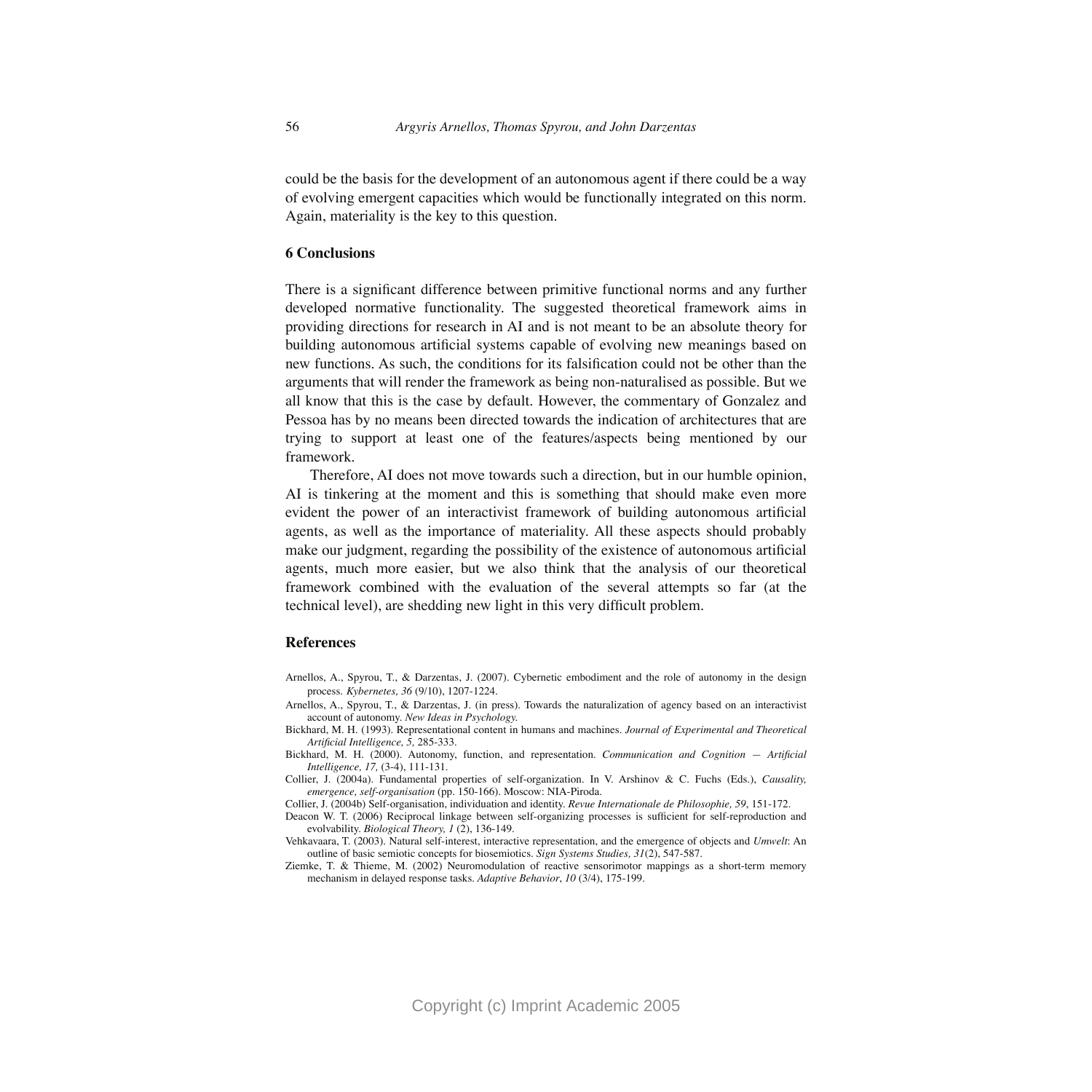could be the basis for the development of an autonomous agent if there could be a way of evolving emergent capacities which would be functionally integrated on this norm. Again, materiality is the key to this question.

## 6 Conclusions

There is a significant difference between primitive functional norms and any further developed normative functionality. The suggested theoretical framework aims in providing directions for research in AI and is not meant to be an absolute theory for building autonomous artificial systems capable of evolving new meanings based on new functions. As such, the conditions for its falsification could not be other than the arguments that will render the framework as being non-naturalised as possible. But we all know that this is the case by default. However, the commentary of Gonzalez and Pessoa has by no means been directed towards the indication of architectures that are trying to support at least one of the features/aspects being mentioned by our framework.

Therefore, AI does not move towards such a direction, but in our humble opinion, AI is tinkering at the moment and this is something that should make even more evident the power of an interactivist framework of building autonomous artificial agents, as well as the importance of materiality. All these aspects should probably make our judgment, regarding the possibility of the existence of autonomous artificial agents, much more easier, but we also think that the analysis of our theoretical framework combined with the evaluation of the several attempts so far (at the technical level), are shedding new light in this very difficult problem.

## References

Arnellos, A., Spyrou, T., & Darzentas, J. (2007). Cybernetic embodiment and the role of autonomy in the design process. *Kybernetes, 36* (9/10), 1207-1224.

Arnellos, A., Spyrou, T., & Darzentas, J. (in press). Towards the naturalization of agency based on an interactivist account of autonomy. *New Ideas in Psychology.*

Bickhard, M. H. (1993). Representational content in humans and machines. *Journal of Experimental and Theoretical Artificial Intelligence, 5,* 285-333.

Bickhard, M. H. (2000). Autonomy, function, and representation. *Communication and Cognition — Artificial Intelligence, 17,* (3-4), 111-131.

Collier, J. (2004a). Fundamental properties of self-organization. In V. Arshinov & C. Fuchs (Eds.), *Causality, emergence, self-organisation* (pp. 150-166). Moscow: NIA-Piroda.

Collier, J. (2004b) Self-organisation, individuation and identity. *Revue Internationale de Philosophie, 59*, 151-172.

Deacon W. T. (2006) Reciprocal linkage between self-organizing processes is sufficient for self-reproduction and evolvability. *Biological Theory, 1* (2), 136-149.

Vehkavaara, T. (2003). Natural self-interest, interactive representation, and the emergence of objects and *Umwelt*: An outline of basic semiotic concepts for biosemiotics. *Sign Systems Studies, 31*(2), 547-587.

Ziemke, T. & Thieme, M. (2002) Neuromodulation of reactive sensorimotor mappings as a short-term memory mechanism in delayed response tasks. *Adaptive Behavior*, *10* (3/4), 175-199.